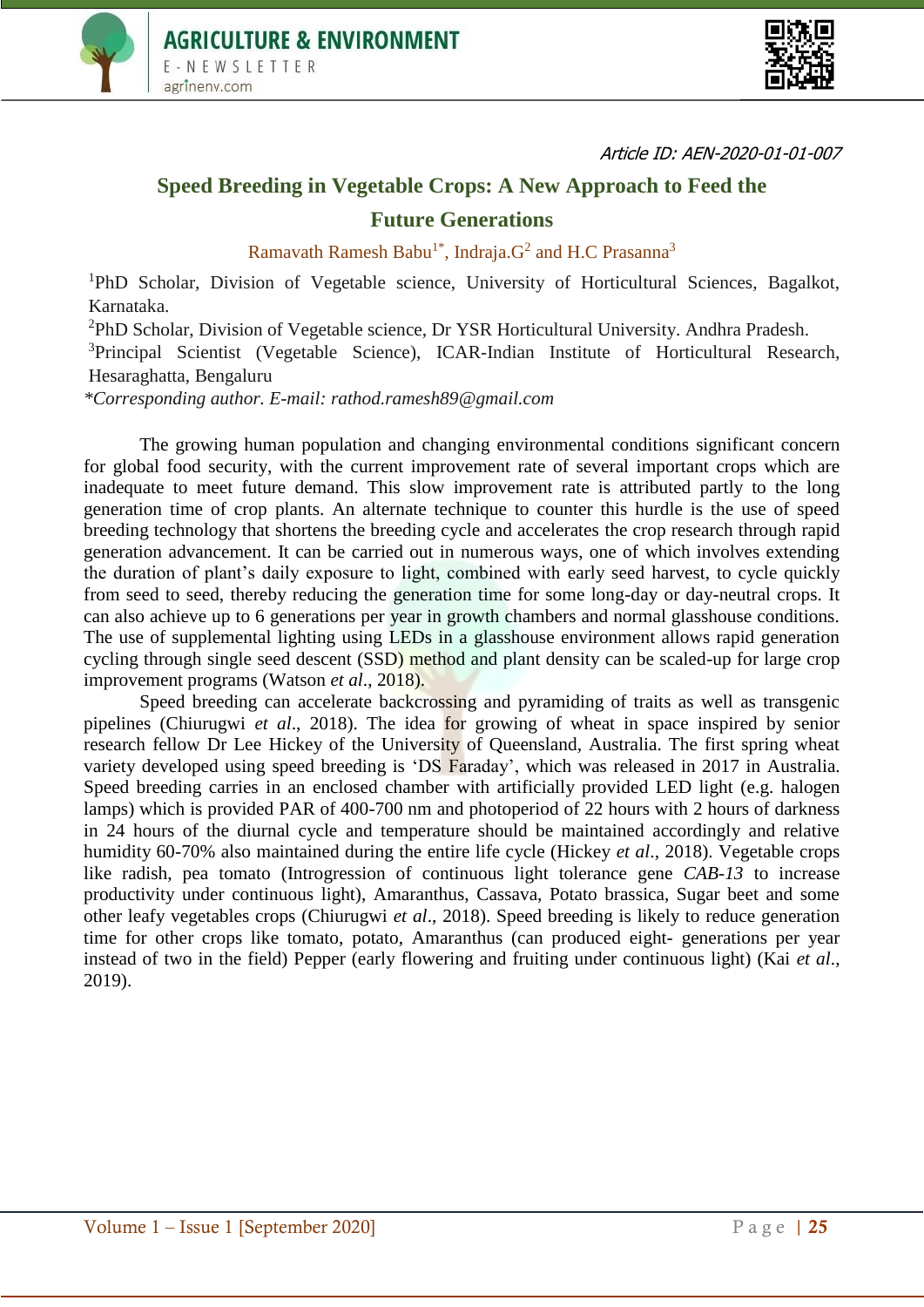Article ID: AEN-2020-01-01-007

# Speed Breeding in Vegetable Crops: A New Approach to Feed the Future Generations

Ramavath Ramesh Babu[1*], Indraja.G[2] and H.C Prasanna[3]

[1]PhD Scholar, Division of Vegetable science, University of Horticultural Sciences, Bagalkot, Karnataka.

[2]PhD Scholar, Division of Vegetable science, Dr YSR Horticultural University. Andhra Pradesh.

[3]Principal Scientist (Vegetable Science), ICAR-Indian Institute of Horticultural Research, Hesaraghatta, Bengaluru

*Corresponding author. E-mail: rathod.ramesh89@gmail.com*

The growing human population and changing environmental conditions significant concern for global food security, with the current improvement rate of several important crops which are inadequate to meet future demand. This slow improvement rate is attributed partly to the long generation time of crop plants. An alternate technique to counter this hurdle is the use of speed breeding technology that shortens the breeding cycle and accelerates the crop research through rapid generation advancement. It can be carried out in numerous ways, one of which involves extending the duration of plant's daily exposure to light, combined with early seed harvest, to cycle quickly from seed to seed, thereby reducing the generation time for some long-day or day-neutral crops. It can also achieve up to 6 generations per year in growth chambers and normal glasshouse conditions. The use of supplemental lighting using LEDs in a glasshouse environment allows rapid generation cycling through single seed descent (SSD) method and plant density can be scaled-up for large crop improvement programs (Watson *et al*., 2018).

Speed breeding can accelerate backcrossing and pyramiding of traits as well as transgenic pipelines (Chiurugwi *et al*., 2018). The idea for growing of wheat in space inspired by senior research fellow Dr Lee Hickey of the University of Queensland, Australia. The first spring wheat variety developed using speed breeding is 'DS Faraday', which was released in 2017 in Australia. Speed breeding carries in an enclosed chamber with artificially provided LED light (e.g. halogen lamps) which is provided PAR of 400-700 nm and photoperiod of 22 hours with 2 hours of darkness in 24 hours of the diurnal cycle and temperature should be maintained accordingly and relative humidity 60-70% also maintained during the entire life cycle (Hickey *et al*., 2018). Vegetable crops like radish, pea tomato (Introgression of continuous light tolerance gene *CAB-13* to increase productivity under continuous light), Amaranthus, Cassava, Potato brassica, Sugar beet and some other leafy vegetables crops (Chiurugwi *et al*., 2018). Speed breeding is likely to reduce generation time for other crops like tomato, potato, Amaranthus (can produced eight- generations per year instead of two in the field) Pepper (early flowering and fruiting under continuous light) (Kai *et al*., 2019).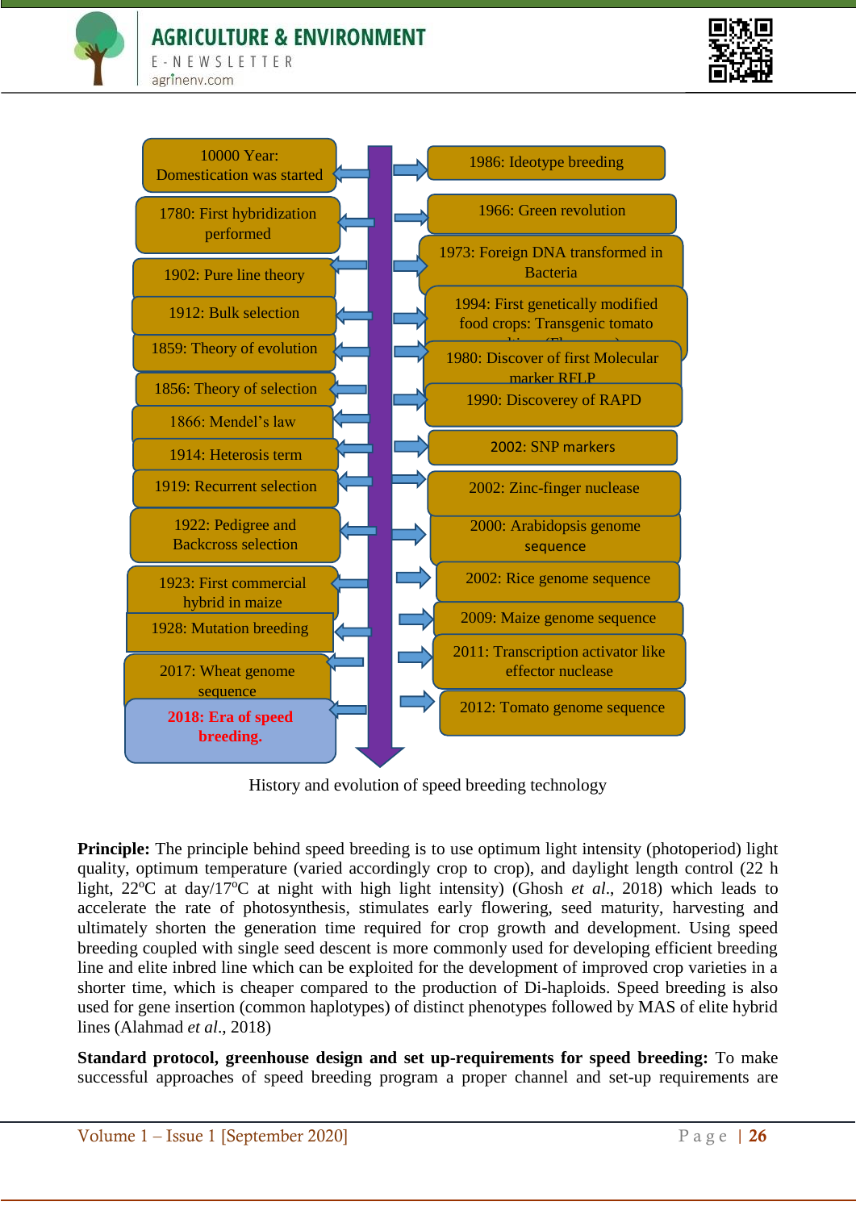- 10000 Year: Domestication was started
- 1780: First hybridization performed
- 1902: Pure line theory
- 1912: Bulk selection
- 1859: Theory of evolution
- 1856: Theory of selection
- 1866: Mendel's law
- 1914: Heterosis term
- 1919: Recurrent selection
- 1922: Pedigree and Backcross selection
- 1923: First commercial hybrid in maize
- 1928: Mutation breeding
- 2017: Wheat genome sequence
- **2018: Era of speed breeding.**

- 1986: Ideotype breeding
- 1966: Green revolution
- 1973: Foreign DNA transformed in Bacteria
- 1994: First genetically modified food crops: Transgenic tomato
- 1980: Discover of first Molecular marker RFLP
- 1990: Discoverey of RAPD
- 2002: SNP markers
- 2002: Zinc-finger nuclease
- 2000: Arabidopsis genome sequence
- 2002: Rice genome sequence
- 2009: Maize genome sequence
- 2011: Transcription activator like effector nuclease
- 2012: Tomato genome sequence

History and evolution of speed breeding technology

**Principle:** The principle behind speed breeding is to use optimum light intensity (photoperiod) light quality, optimum temperature (varied accordingly crop to crop), and daylight length control (22 h light, 22°C at day/17°C at night with high light intensity) (Ghosh *et al.*, 2018) which leads to accelerate the rate of photosynthesis, stimulates early flowering, seed maturity, harvesting and ultimately shorten the generation time required for crop growth and development. Using speed breeding coupled with single seed descent is more commonly used for developing efficient breeding line and elite inbred line which can be exploited for the development of improved crop varieties in a shorter time, which is cheaper compared to the production of Di-haploids. Speed breeding is also used for gene insertion (common haplotypes) of distinct phenotypes followed by MAS of elite hybrid lines (Alahmad *et al*., 2018)

**Standard protocol, greenhouse design and set up-requirements for speed breeding:** To make successful approaches of speed breeding program a proper channel and set-up requirements are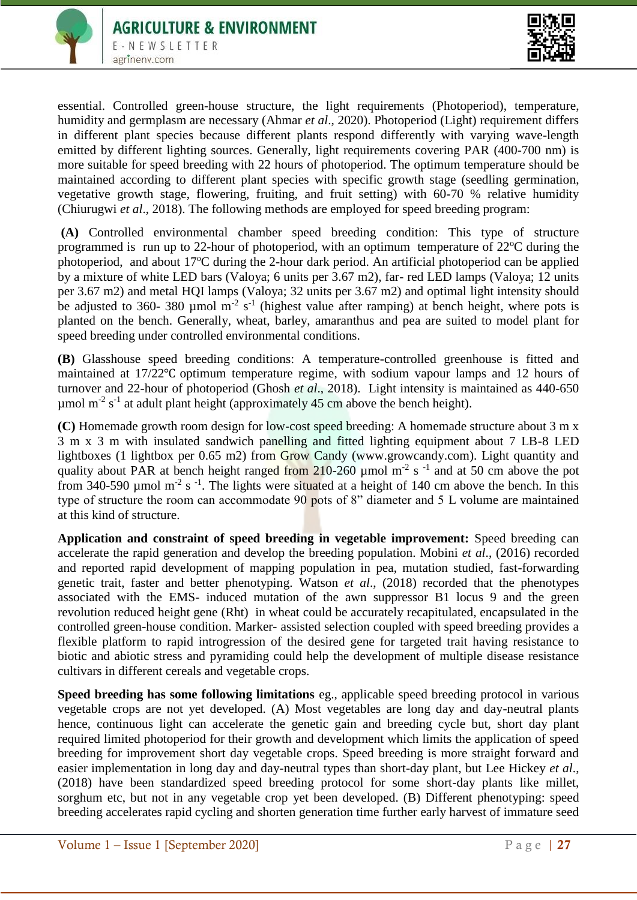essential. Controlled green-house structure, the light requirements (Photoperiod), temperature, humidity and germplasm are necessary (Ahmar *et al*., 2020). Photoperiod (Light) requirement differs in different plant species because different plants respond differently with varying wave-length emitted by different lighting sources. Generally, light requirements covering PAR (400-700 nm) is more suitable for speed breeding with 22 hours of photoperiod. The optimum temperature should be maintained according to different plant species with specific growth stage (seedling germination, vegetative growth stage, flowering, fruiting, and fruit setting) with 60-70 % relative humidity (Chiurugwi *et al*., 2018). The following methods are employed for speed breeding program:

**(A)** Controlled environmental chamber speed breeding condition: This type of structure programmed is run up to 22-hour of photoperiod, with an optimum temperature of 22°C during the photoperiod, and about 17°C during the 2-hour dark period. An artificial photoperiod can be applied by a mixture of white LED bars (Valoya; 6 units per 3.67 m2), far- red LED lamps (Valoya; 12 units per 3.67 m2) and metal HQI lamps (Valoya; 32 units per 3.67 m2) and optimal light intensity should be adjusted to 360- 380 µmol $m^{-2}$ $s^{-1}$ (highest value after ramping) at bench height, where pots is planted on the bench. Generally, wheat, barley, amaranthus and pea are suited to model plant for speed breeding under controlled environmental conditions.

**(B)** Glasshouse speed breeding conditions: A temperature-controlled greenhouse is fitted and maintained at 17/22°C optimum temperature regime, with sodium vapour lamps and 12 hours of turnover and 22-hour of photoperiod (Ghosh *et al*., 2018). Light intensity is maintained as 440-650 µmol $m^{-2}$ $s^{-1}$ at adult plant height (approximately 45 cm above the bench height).

**(C)** Homemade growth room design for low-cost speed breeding: A homemade structure about 3 m x 3 m with insulated sandwich panelling and fitted lighting equipment about 7 LB-8 LED lightboxes (1 lightbox per 0.65 m2) from Grow Candy (www.growcandy.com). Light quantity and quality about PAR at bench height ranged from 210-260 µmol $m^{-2}$ $s^{-1}$ and at 50 cm above the pot from 340-590 µmol $m^{-2}$ $s^{-1}$. The lights were situated at a height of 140 cm above the bench. In this type of structure the room can accommodate 90 pots of 8" diameter and 5 L volume are maintained at this kind of structure.

**Application and constraint of speed breeding in vegetable improvement:** Speed breeding can accelerate the rapid generation and develop the breeding population. Mobini *et al*., (2016) recorded and reported rapid development of mapping population in pea, mutation studied, fast-forwarding genetic trait, faster and better phenotyping. Watson *et al*., (2018) recorded that the phenotypes associated with the EMS- induced mutation of the awn suppressor B1 locus 9 and the green revolution reduced height gene (Rht) in wheat could be accurately recapitulated, encapsulated in the controlled green-house condition. Marker- assisted selection coupled with speed breeding provides a flexible platform to rapid introgression of the desired gene for targeted trait having resistance to biotic and abiotic stress and pyramiding could help the development of multiple disease resistance cultivars in different cereals and vegetable crops.

**Speed breeding has some following limitations** eg., applicable speed breeding protocol in various vegetable crops are not yet developed. (A) Most vegetables are long day and day-neutral plants hence, continuous light can accelerate the genetic gain and breeding cycle but, short day plant required limited photoperiod for their growth and development which limits the application of speed breeding for improvement short day vegetable crops. Speed breeding is more straight forward and easier implementation in long day and day-neutral types than short-day plant, but Lee Hickey *et al*., (2018) have been standardized speed breeding protocol for some short-day plants like millet, sorghum etc, but not in any vegetable crop yet been developed. (B) Different phenotyping: speed breeding accelerates rapid cycling and shorten generation time further early harvest of immature seed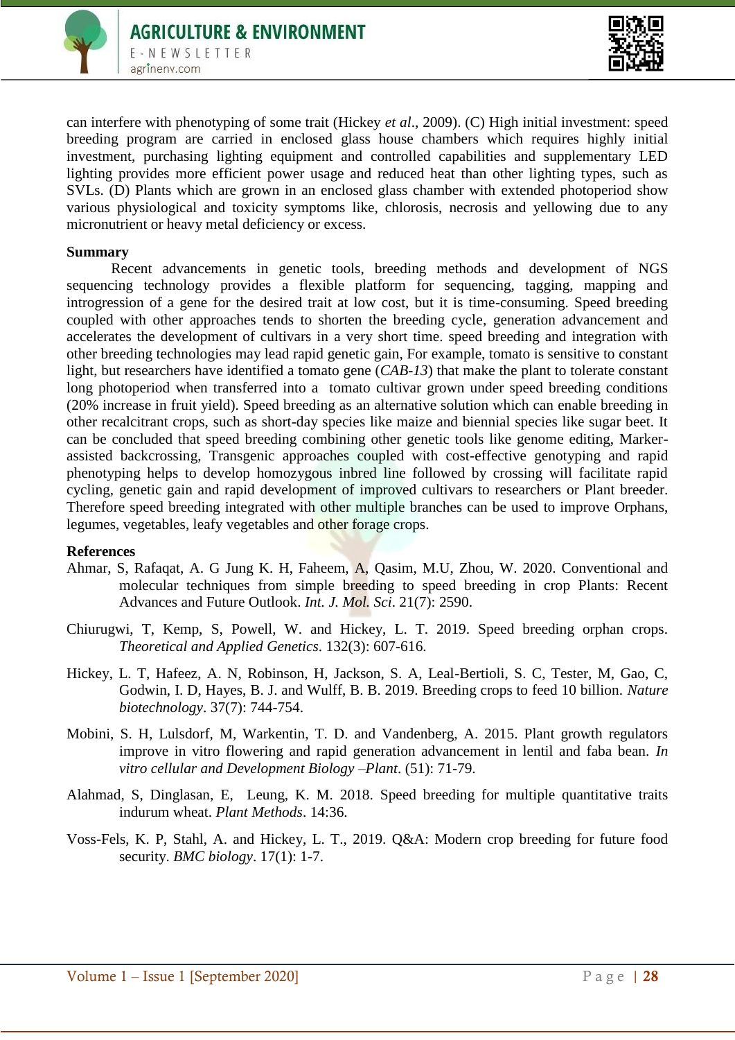can interfere with phenotyping of some trait (Hickey *et al*., 2009). (C) High initial investment: speed breeding program are carried in enclosed glass house chambers which requires highly initial investment, purchasing lighting equipment and controlled capabilities and supplementary LED lighting provides more efficient power usage and reduced heat than other lighting types, such as SVLs. (D) Plants which are grown in an enclosed glass chamber with extended photoperiod show various physiological and toxicity symptoms like, chlorosis, necrosis and yellowing due to any micronutrient or heavy metal deficiency or excess.

**Summary**

Recent advancements in genetic tools, breeding methods and development of NGS sequencing technology provides a flexible platform for sequencing, tagging, mapping and introgression of a gene for the desired trait at low cost, but it is time-consuming. Speed breeding coupled with other approaches tends to shorten the breeding cycle, generation advancement and accelerates the development of cultivars in a very short time. speed breeding and integration with other breeding technologies may lead rapid genetic gain, For example, tomato is sensitive to constant light, but researchers have identified a tomato gene (*CAB-13*) that make the plant to tolerate constant long photoperiod when transferred into a tomato cultivar grown under speed breeding conditions (20% increase in fruit yield). Speed breeding as an alternative solution which can enable breeding in other recalcitrant crops, such as short-day species like maize and biennial species like sugar beet. It can be concluded that speed breeding combining other genetic tools like genome editing, Marker-assisted backcrossing, Transgenic approaches coupled with cost-effective genotyping and rapid phenotyping helps to develop homozygous inbred line followed by crossing will facilitate rapid cycling, genetic gain and rapid development of improved cultivars to researchers or Plant breeder. Therefore speed breeding integrated with other multiple branches can be used to improve Orphans, legumes, vegetables, leafy vegetables and other forage crops.

**References**

Ahmar, S, Rafaqat, A. G Jung K. H, Faheem, A, Qasim, M.U, Zhou, W. 2020. Conventional and molecular techniques from simple breeding to speed breeding in crop Plants: Recent Advances and Future Outlook. *Int. J. Mol. Sci*. 21(7): 2590.

Chiurugwi, T, Kemp, S, Powell, W. and Hickey, L. T. 2019. Speed breeding orphan crops. *Theoretical and Applied Genetics*. 132(3): 607-616.

Hickey, L. T, Hafeez, A. N, Robinson, H, Jackson, S. A, Leal-Bertioli, S. C, Tester, M, Gao, C, Godwin, I. D, Hayes, B. J. and Wulff, B. B. 2019. Breeding crops to feed 10 billion. *Nature biotechnology*. 37(7): 744-754.

Mobini, S. H, Lulsdorf, M, Warkentin, T. D. and Vandenberg, A. 2015. Plant growth regulators improve in vitro flowering and rapid generation advancement in lentil and faba bean. *In vitro cellular and Development Biology –Plant*. (51): 71-79.

Alahmad, S, Dinglasan, E, Leung, K. M. 2018. Speed breeding for multiple quantitative traits indurum wheat. *Plant Methods*. 14:36.

Voss-Fels, K. P, Stahl, A. and Hickey, L. T., 2019. Q&A: Modern crop breeding for future food security. *BMC biology*. 17(1): 1-7.